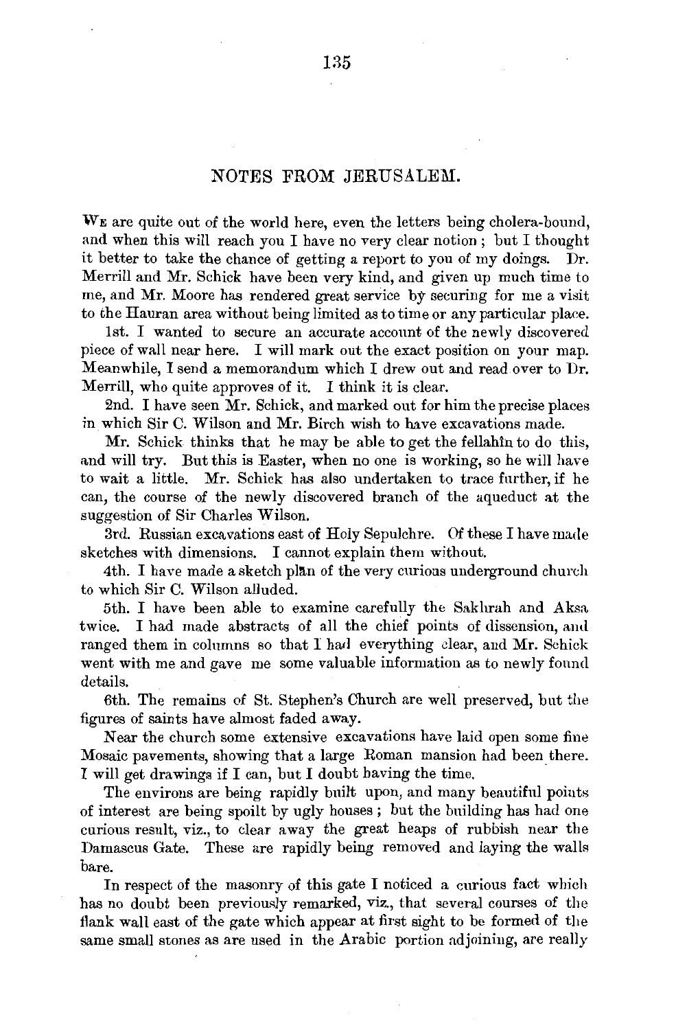## NOTES FROM JERUSALEM.

We are quite out of the world here, even the letters being cholera-bound, and when this will reach you I have no very clear notion; but I thought it better to take the chance of getting a report to you of my doings. Dr. Merrill and Mr. Schick have been very kind, and given up much time to me, and Mr. Moore has rendered great service by securing for me a visit to the Hauran area without being limited as to time or any particular place.

1st. I wanted to secure an accurate account of the newly discovered piece of wall near here. I will mark out the exact position on your map. Meanwhile, I send a memorandum which I drew out and read over to Dr. Merrill, who quite approves of it. I think it is clear.

2nd. I have seen Mr. Schick, and marked out for him the precise places in which Sir C. Wilson and Mr. Birch wish to have excavations made.

Mr. Schick thinks that he may be able to get the fellahîn to do this, and will try. But this is Easter, when no one is working, so he will have to wait a little. Mr. Schick has also undertaken to trace further, if he can, the course of the newly discovered branch of the aqueduct at the suggestion of Sir Charles Wilson.

3rd. Russian excavations east of Holy Sepulchre. Of these I have made sketches with dimensions. I cannot explain them without.

4th. I have made a sketch plăn of the very curious underground church to which Sir C. Wilson alluded.

5th. I have been able to examine carefully the Sakhrah and Aksa twice. I had made abstracts of all the chief points of dissension, and ranged them in columns so that I had everything clear, and Mr. Schick went with me and gave me some valuable information as to newly found details.

6th. The remains of St. Stephen's Church are well preserved, but the figures of saints have almost faded away.

Near the church some extensive excavations have laid open some fine Mosaic pavements, showing that a large Roman mansion had been there. I will get drawings if I can, but I doubt having the time.

The environs are being rapidly built upon, and many beautiful points of interest are being spoilt by ugly houses; but the building has had one curious result, viz., to clear away the great heaps of rubbish near the Damascus Gate. These are rapidly being removed and laying the walls bare.

In respect of the masonry of this gate I noticed a curious fact which has no doubt been previously remarked, viz., that several courses of the flank wall east of the gate which appear at first sight to be formed of the same small stones as are used in the Arabic portion adjoining, are really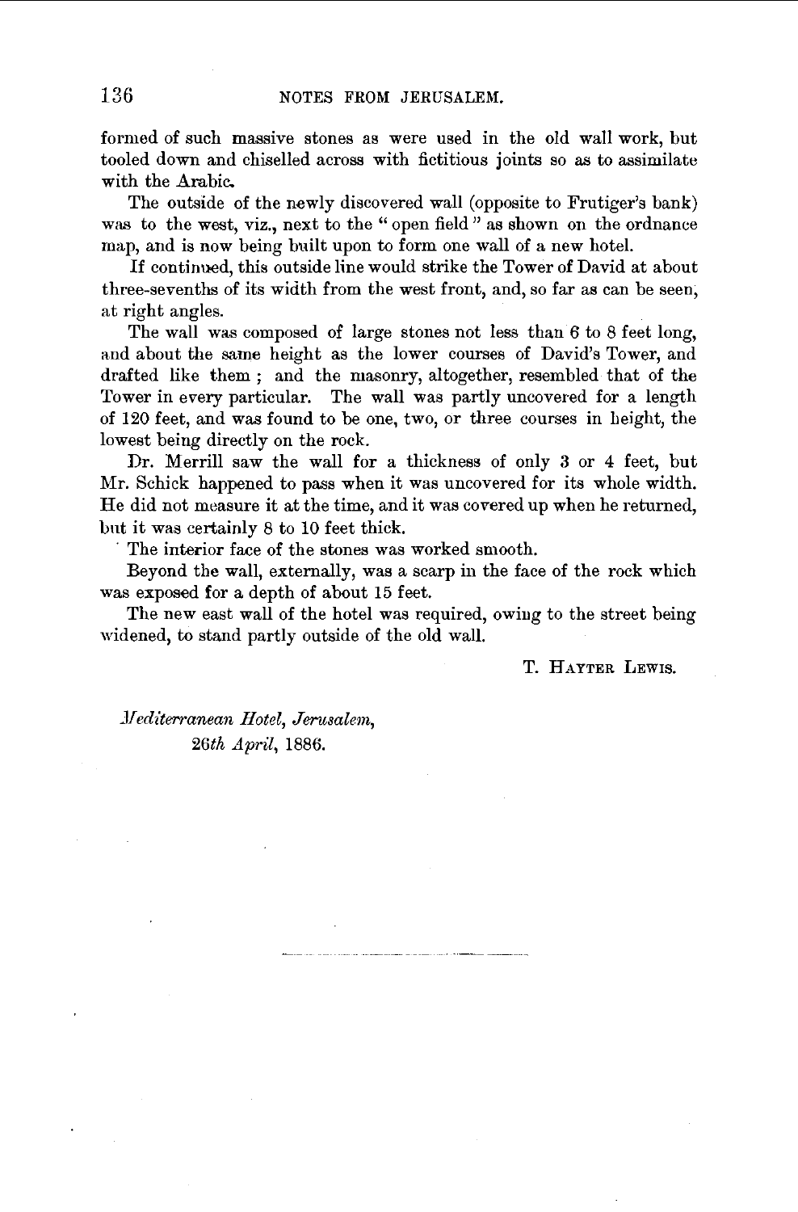formed of such massive stones as were used in the old wall work, but tooled down and chiselled across with fictitious joints so as to assimilate with the Arabic.

The outside of the newly discovered wall (opposite to Frutiger's bank) was to the west, viz., next to the "open field" as shown on the ordnance map, and is now being built upon to form one wall of a new hotel.

If continued, this outside line would strike the Tower of David at about three-sevenths of its width from the west front, and, so far as can be seen, at right angles.

The wall was composed of large stones not less than 6 to 8 feet long, and about the same height as the lower courses of David's Tower, and drafted like them; and the masonry, altogether, resembled that of the Tower in every particular. The wall was partly uncovered for a length of 120 feet, and was found to be one, two, or three courses in height, the lowest being directly on the rock.

Dr. Merrill saw the wall for a thickness of only 3 or 4 feet, but Mr. Schick happened to pass when it was uncovered for its whole width. He did not measure it at the time, and it was covered up when he returned, but it was certainly 8 to 10 feet thick.

The interior face of the stones was worked smooth.

Beyond the wall, externally, was a scarp in the face of the rock which was exposed for a depth of about 15 feet.

The new east wall of the hotel was required, owing to the street being widened, to stand partly outside of the old wall.

T. Hayter Lewis.

*Mediterranean Hotel, Jerusalem,*
*26th April*, 1886.